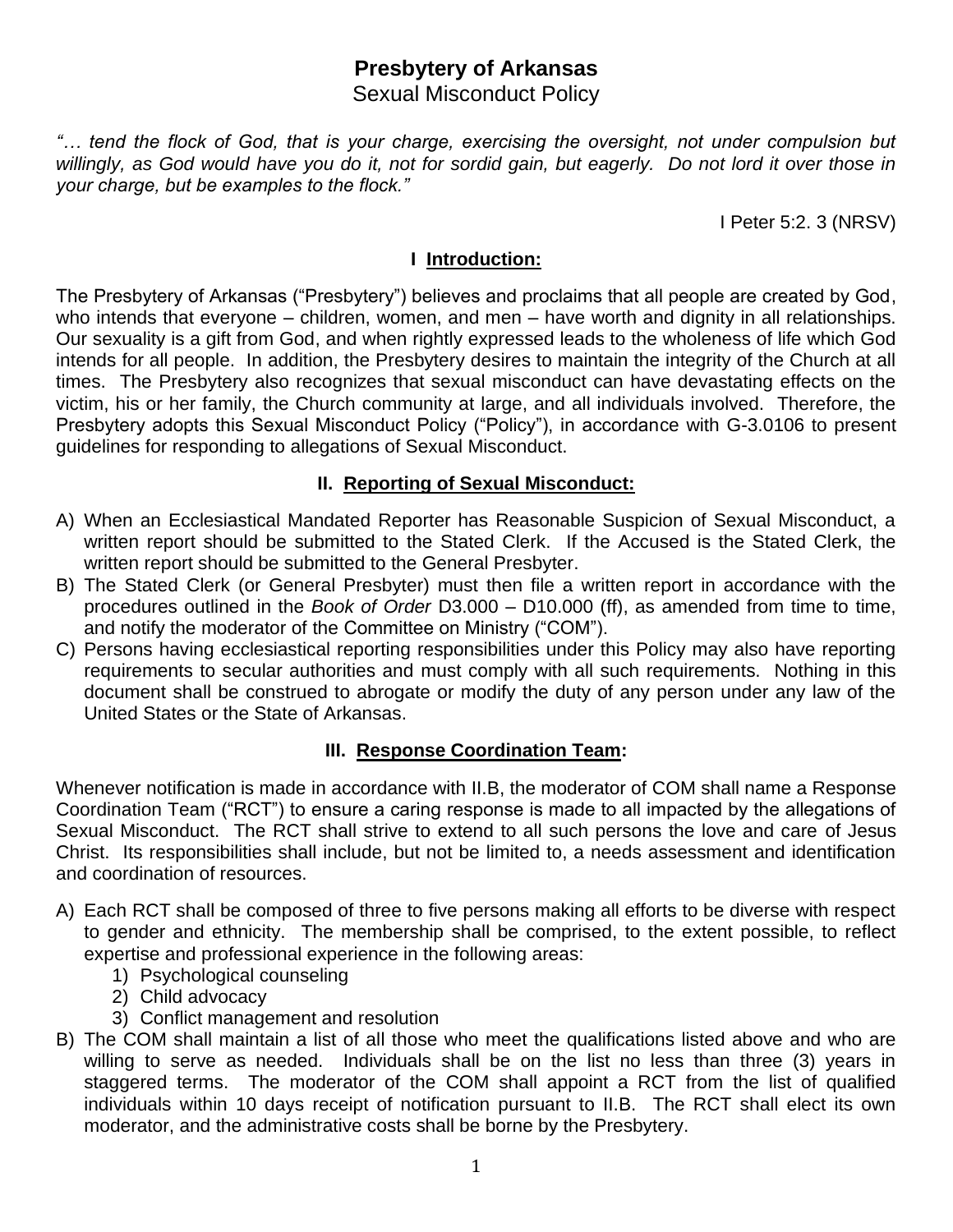# Presbytery of Arkansas

Sexual Misconduct Policy

*"… tend the flock of God, that is your charge, exercising the oversight, not under compulsion but willingly, as God would have you do it, not for sordid gain, but eagerly. Do not lord it over those in your charge, but be examples to the flock."*

I Peter 5:2. 3 (NRSV)

## I Introduction:

The Presbytery of Arkansas ("Presbytery") believes and proclaims that all people are created by God, who intends that everyone – children, women, and men – have worth and dignity in all relationships. Our sexuality is a gift from God, and when rightly expressed leads to the wholeness of life which God intends for all people. In addition, the Presbytery desires to maintain the integrity of the Church at all times. The Presbytery also recognizes that sexual misconduct can have devastating effects on the victim, his or her family, the Church community at large, and all individuals involved. Therefore, the Presbytery adopts this Sexual Misconduct Policy ("Policy"), in accordance with G-3.0106 to present guidelines for responding to allegations of Sexual Misconduct.

## II. Reporting of Sexual Misconduct:

A) When an Ecclesiastical Mandated Reporter has Reasonable Suspicion of Sexual Misconduct, a written report should be submitted to the Stated Clerk. If the Accused is the Stated Clerk, the written report should be submitted to the General Presbyter.

B) The Stated Clerk (or General Presbyter) must then file a written report in accordance with the procedures outlined in the *Book of Order* D3.000 – D10.000 (ff), as amended from time to time, and notify the moderator of the Committee on Ministry ("COM").

C) Persons having ecclesiastical reporting responsibilities under this Policy may also have reporting requirements to secular authorities and must comply with all such requirements. Nothing in this document shall be construed to abrogate or modify the duty of any person under any law of the United States or the State of Arkansas.

## III. Response Coordination Team:

Whenever notification is made in accordance with II.B, the moderator of COM shall name a Response Coordination Team ("RCT") to ensure a caring response is made to all impacted by the allegations of Sexual Misconduct. The RCT shall strive to extend to all such persons the love and care of Jesus Christ. Its responsibilities shall include, but not be limited to, a needs assessment and identification and coordination of resources.

A) Each RCT shall be composed of three to five persons making all efforts to be diverse with respect to gender and ethnicity. The membership shall be comprised, to the extent possible, to reflect expertise and professional experience in the following areas:
   1) Psychological counseling
   2) Child advocacy
   3) Conflict management and resolution

B) The COM shall maintain a list of all those who meet the qualifications listed above and who are willing to serve as needed. Individuals shall be on the list no less than three (3) years in staggered terms. The moderator of the COM shall appoint a RCT from the list of qualified individuals within 10 days receipt of notification pursuant to II.B. The RCT shall elect its own moderator, and the administrative costs shall be borne by the Presbytery.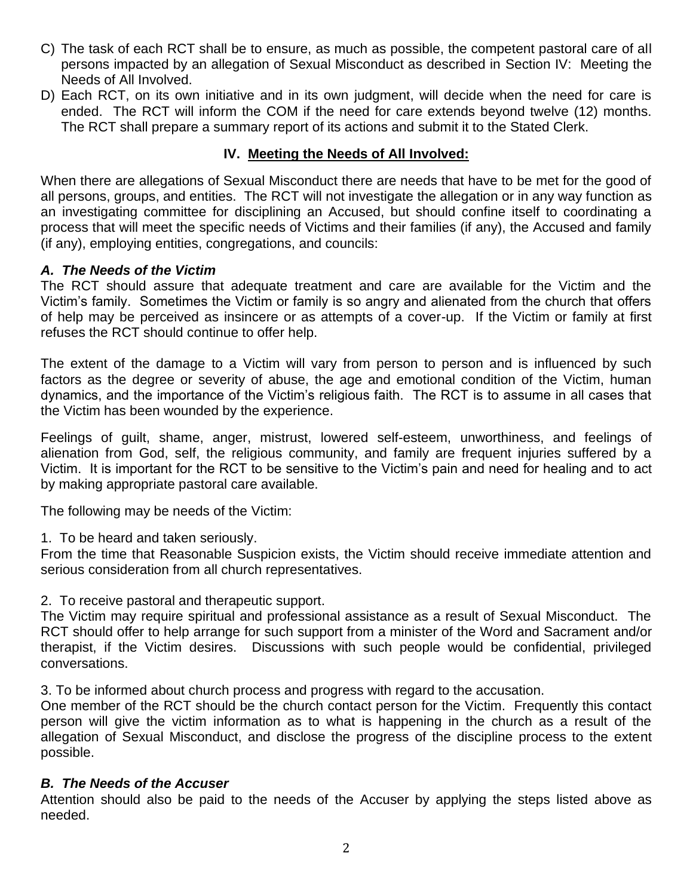C) The task of each RCT shall be to ensure, as much as possible, the competent pastoral care of all persons impacted by an allegation of Sexual Misconduct as described in Section IV: Meeting the Needs of All Involved.

D) Each RCT, on its own initiative and in its own judgment, will decide when the need for care is ended. The RCT will inform the COM if the need for care extends beyond twelve (12) months. The RCT shall prepare a summary report of its actions and submit it to the Stated Clerk.

## IV. Meeting the Needs of All Involved:

When there are allegations of Sexual Misconduct there are needs that have to be met for the good of all persons, groups, and entities. The RCT will not investigate the allegation or in any way function as an investigating committee for disciplining an Accused, but should confine itself to coordinating a process that will meet the specific needs of Victims and their families (if any), the Accused and family (if any), employing entities, congregations, and councils:

### *A. The Needs of the Victim*

The RCT should assure that adequate treatment and care are available for the Victim and the Victim's family. Sometimes the Victim or family is so angry and alienated from the church that offers of help may be perceived as insincere or as attempts of a cover-up. If the Victim or family at first refuses the RCT should continue to offer help.

The extent of the damage to a Victim will vary from person to person and is influenced by such factors as the degree or severity of abuse, the age and emotional condition of the Victim, human dynamics, and the importance of the Victim's religious faith. The RCT is to assume in all cases that the Victim has been wounded by the experience.

Feelings of guilt, shame, anger, mistrust, lowered self-esteem, unworthiness, and feelings of alienation from God, self, the religious community, and family are frequent injuries suffered by a Victim. It is important for the RCT to be sensitive to the Victim's pain and need for healing and to act by making appropriate pastoral care available.

The following may be needs of the Victim:

1. To be heard and taken seriously.

From the time that Reasonable Suspicion exists, the Victim should receive immediate attention and serious consideration from all church representatives.

2. To receive pastoral and therapeutic support.

The Victim may require spiritual and professional assistance as a result of Sexual Misconduct. The RCT should offer to help arrange for such support from a minister of the Word and Sacrament and/or therapist, if the Victim desires. Discussions with such people would be confidential, privileged conversations.

3. To be informed about church process and progress with regard to the accusation.

One member of the RCT should be the church contact person for the Victim. Frequently this contact person will give the victim information as to what is happening in the church as a result of the allegation of Sexual Misconduct, and disclose the progress of the discipline process to the extent possible.

### *B. The Needs of the Accuser*

Attention should also be paid to the needs of the Accuser by applying the steps listed above as needed.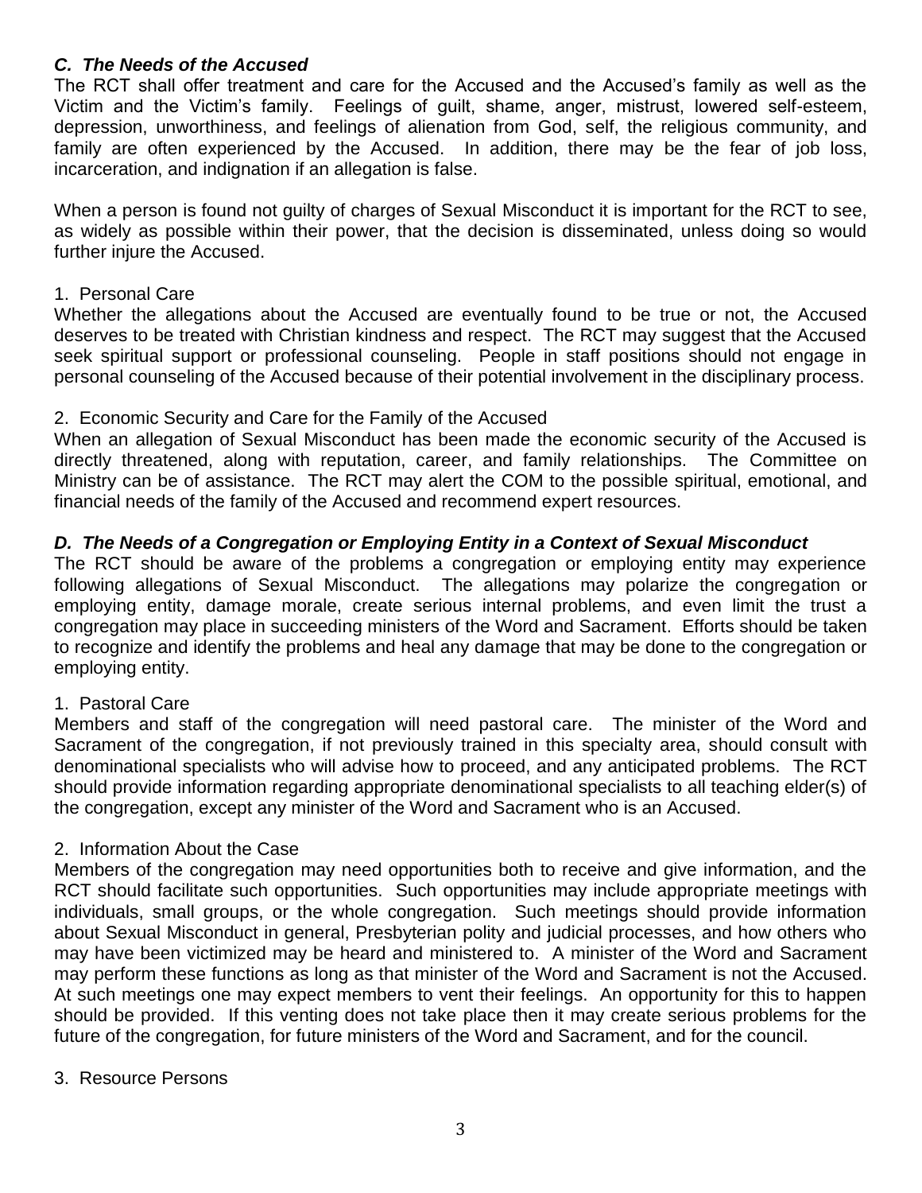### *C. The Needs of the Accused*

The RCT shall offer treatment and care for the Accused and the Accused's family as well as the Victim and the Victim's family. Feelings of guilt, shame, anger, mistrust, lowered self-esteem, depression, unworthiness, and feelings of alienation from God, self, the religious community, and family are often experienced by the Accused. In addition, there may be the fear of job loss, incarceration, and indignation if an allegation is false.

When a person is found not guilty of charges of Sexual Misconduct it is important for the RCT to see, as widely as possible within their power, that the decision is disseminated, unless doing so would further injure the Accused.

1. Personal Care

Whether the allegations about the Accused are eventually found to be true or not, the Accused deserves to be treated with Christian kindness and respect. The RCT may suggest that the Accused seek spiritual support or professional counseling. People in staff positions should not engage in personal counseling of the Accused because of their potential involvement in the disciplinary process.

2. Economic Security and Care for the Family of the Accused

When an allegation of Sexual Misconduct has been made the economic security of the Accused is directly threatened, along with reputation, career, and family relationships. The Committee on Ministry can be of assistance. The RCT may alert the COM to the possible spiritual, emotional, and financial needs of the family of the Accused and recommend expert resources.

### *D. The Needs of a Congregation or Employing Entity in a Context of Sexual Misconduct*

The RCT should be aware of the problems a congregation or employing entity may experience following allegations of Sexual Misconduct. The allegations may polarize the congregation or employing entity, damage morale, create serious internal problems, and even limit the trust a congregation may place in succeeding ministers of the Word and Sacrament. Efforts should be taken to recognize and identify the problems and heal any damage that may be done to the congregation or employing entity.

1. Pastoral Care

Members and staff of the congregation will need pastoral care. The minister of the Word and Sacrament of the congregation, if not previously trained in this specialty area, should consult with denominational specialists who will advise how to proceed, and any anticipated problems. The RCT should provide information regarding appropriate denominational specialists to all teaching elder(s) of the congregation, except any minister of the Word and Sacrament who is an Accused.

2. Information About the Case

Members of the congregation may need opportunities both to receive and give information, and the RCT should facilitate such opportunities. Such opportunities may include appropriate meetings with individuals, small groups, or the whole congregation. Such meetings should provide information about Sexual Misconduct in general, Presbyterian polity and judicial processes, and how others who may have been victimized may be heard and ministered to. A minister of the Word and Sacrament may perform these functions as long as that minister of the Word and Sacrament is not the Accused. At such meetings one may expect members to vent their feelings. An opportunity for this to happen should be provided. If this venting does not take place then it may create serious problems for the future of the congregation, for future ministers of the Word and Sacrament, and for the council.

3. Resource Persons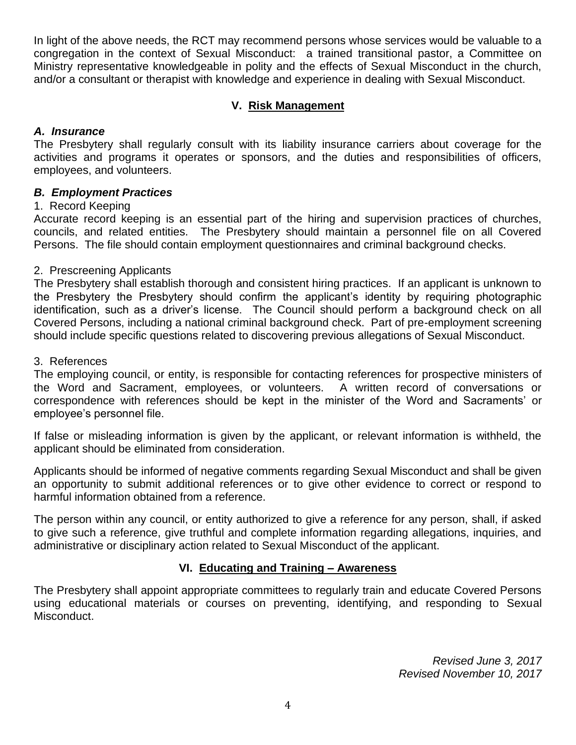In light of the above needs, the RCT may recommend persons whose services would be valuable to a congregation in the context of Sexual Misconduct: a trained transitional pastor, a Committee on Ministry representative knowledgeable in polity and the effects of Sexual Misconduct in the church, and/or a consultant or therapist with knowledge and experience in dealing with Sexual Misconduct.

## V. Risk Management

### *A. Insurance*

The Presbytery shall regularly consult with its liability insurance carriers about coverage for the activities and programs it operates or sponsors, and the duties and responsibilities of officers, employees, and volunteers.

### *B. Employment Practices*

1. Record Keeping

Accurate record keeping is an essential part of the hiring and supervision practices of churches, councils, and related entities. The Presbytery should maintain a personnel file on all Covered Persons. The file should contain employment questionnaires and criminal background checks.

2. Prescreening Applicants

The Presbytery shall establish thorough and consistent hiring practices. If an applicant is unknown to the Presbytery the Presbytery should confirm the applicant's identity by requiring photographic identification, such as a driver's license. The Council should perform a background check on all Covered Persons, including a national criminal background check. Part of pre-employment screening should include specific questions related to discovering previous allegations of Sexual Misconduct.

3. References

The employing council, or entity, is responsible for contacting references for prospective ministers of the Word and Sacrament, employees, or volunteers. A written record of conversations or correspondence with references should be kept in the minister of the Word and Sacraments' or employee's personnel file.

If false or misleading information is given by the applicant, or relevant information is withheld, the applicant should be eliminated from consideration.

Applicants should be informed of negative comments regarding Sexual Misconduct and shall be given an opportunity to submit additional references or to give other evidence to correct or respond to harmful information obtained from a reference.

The person within any council, or entity authorized to give a reference for any person, shall, if asked to give such a reference, give truthful and complete information regarding allegations, inquiries, and administrative or disciplinary action related to Sexual Misconduct of the applicant.

## VI. Educating and Training – Awareness

The Presbytery shall appoint appropriate committees to regularly train and educate Covered Persons using educational materials or courses on preventing, identifying, and responding to Sexual Misconduct.

*Revised June 3, 2017*
*Revised November 10, 2017*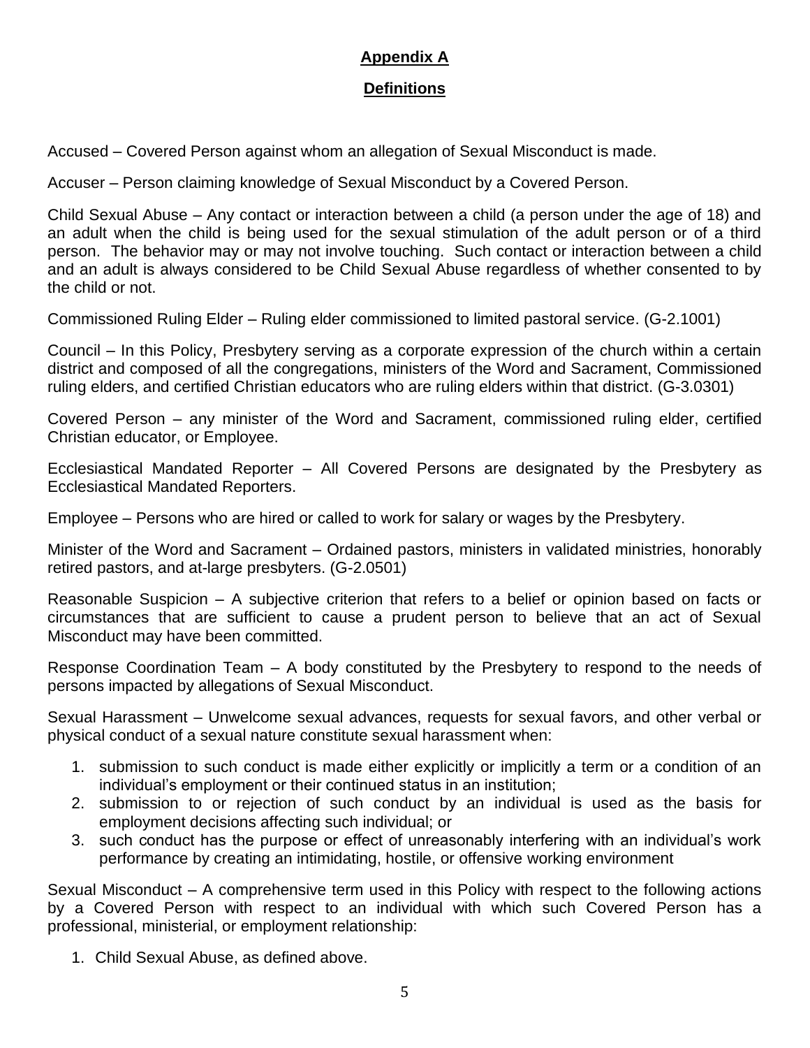## Appendix A

## Definitions

Accused – Covered Person against whom an allegation of Sexual Misconduct is made.

Accuser – Person claiming knowledge of Sexual Misconduct by a Covered Person.

Child Sexual Abuse – Any contact or interaction between a child (a person under the age of 18) and an adult when the child is being used for the sexual stimulation of the adult person or of a third person. The behavior may or may not involve touching. Such contact or interaction between a child and an adult is always considered to be Child Sexual Abuse regardless of whether consented to by the child or not.

Commissioned Ruling Elder – Ruling elder commissioned to limited pastoral service. (G-2.1001)

Council – In this Policy, Presbytery serving as a corporate expression of the church within a certain district and composed of all the congregations, ministers of the Word and Sacrament, Commissioned ruling elders, and certified Christian educators who are ruling elders within that district. (G-3.0301)

Covered Person – any minister of the Word and Sacrament, commissioned ruling elder, certified Christian educator, or Employee.

Ecclesiastical Mandated Reporter – All Covered Persons are designated by the Presbytery as Ecclesiastical Mandated Reporters.

Employee – Persons who are hired or called to work for salary or wages by the Presbytery.

Minister of the Word and Sacrament – Ordained pastors, ministers in validated ministries, honorably retired pastors, and at-large presbyters. (G-2.0501)

Reasonable Suspicion – A subjective criterion that refers to a belief or opinion based on facts or circumstances that are sufficient to cause a prudent person to believe that an act of Sexual Misconduct may have been committed.

Response Coordination Team – A body constituted by the Presbytery to respond to the needs of persons impacted by allegations of Sexual Misconduct.

Sexual Harassment – Unwelcome sexual advances, requests for sexual favors, and other verbal or physical conduct of a sexual nature constitute sexual harassment when:

1. submission to such conduct is made either explicitly or implicitly a term or a condition of an individual's employment or their continued status in an institution;
2. submission to or rejection of such conduct by an individual is used as the basis for employment decisions affecting such individual; or
3. such conduct has the purpose or effect of unreasonably interfering with an individual's work performance by creating an intimidating, hostile, or offensive working environment

Sexual Misconduct – A comprehensive term used in this Policy with respect to the following actions by a Covered Person with respect to an individual with which such Covered Person has a professional, ministerial, or employment relationship:

1. Child Sexual Abuse, as defined above.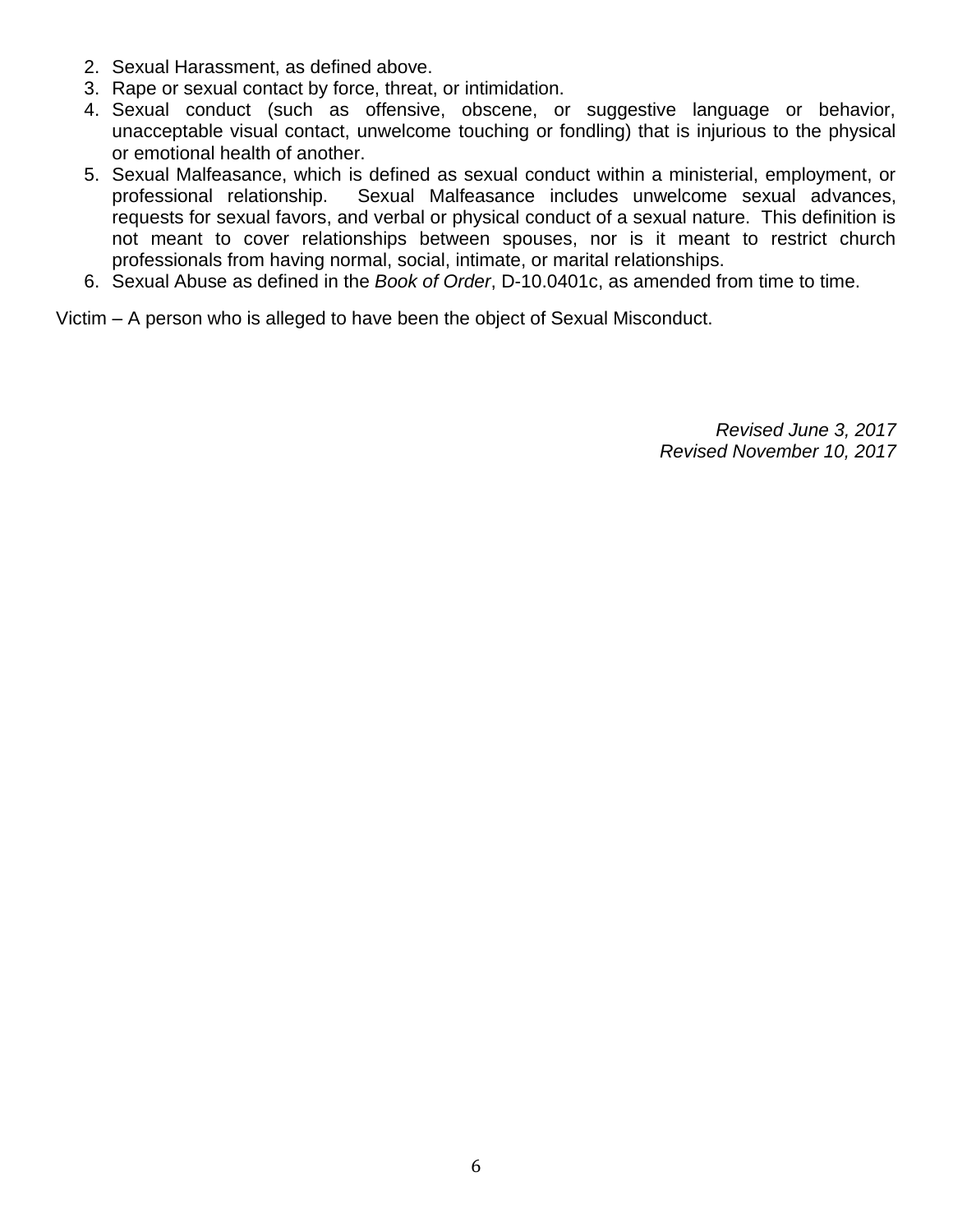2. Sexual Harassment, as defined above.
3. Rape or sexual contact by force, threat, or intimidation.
4. Sexual conduct (such as offensive, obscene, or suggestive language or behavior, unacceptable visual contact, unwelcome touching or fondling) that is injurious to the physical or emotional health of another.
5. Sexual Malfeasance, which is defined as sexual conduct within a ministerial, employment, or professional relationship. Sexual Malfeasance includes unwelcome sexual advances, requests for sexual favors, and verbal or physical conduct of a sexual nature. This definition is not meant to cover relationships between spouses, nor is it meant to restrict church professionals from having normal, social, intimate, or marital relationships.
6. Sexual Abuse as defined in the *Book of Order*, D-10.0401c, as amended from time to time.

Victim – A person who is alleged to have been the object of Sexual Misconduct.

*Revised June 3, 2017*
*Revised November 10, 2017*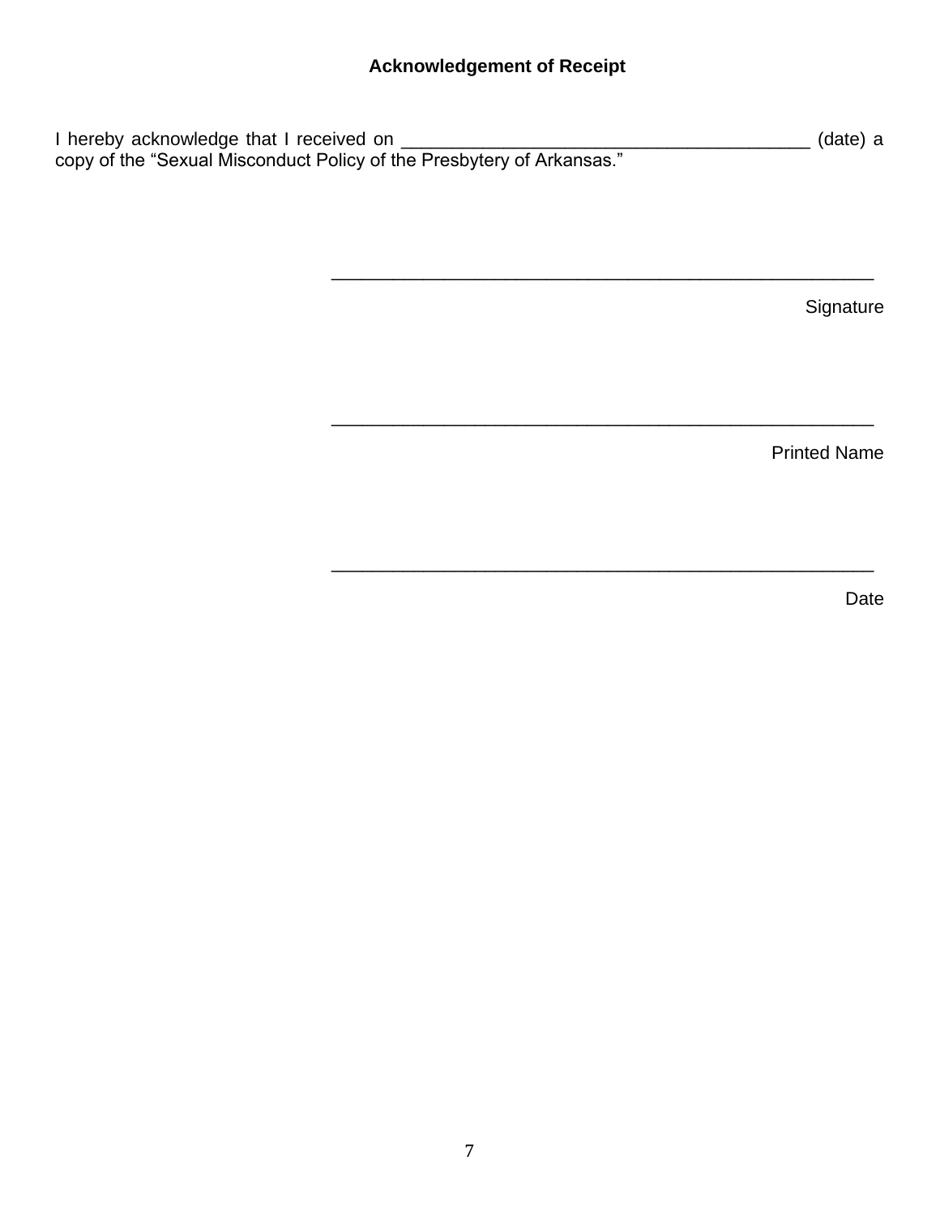**Acknowledgement of Receipt**

I hereby acknowledge that I received on ________________________________________ (date) a copy of the "Sexual Misconduct Policy of the Presbytery of Arkansas."

______________________________________________________

Signature

______________________________________________________

Printed Name

______________________________________________________

Date